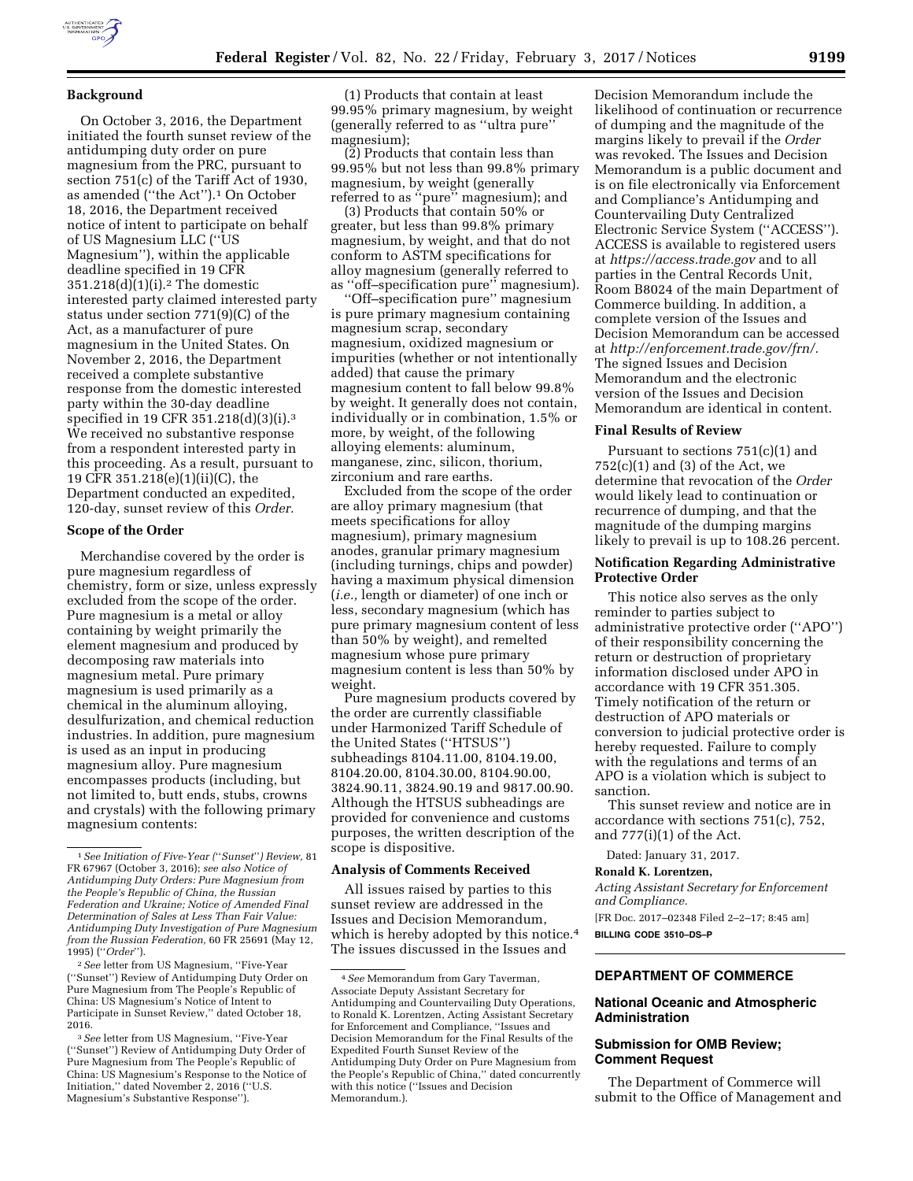## Background

On October 3, 2016, the Department initiated the fourth sunset review of the antidumping duty order on pure magnesium from the PRC, pursuant to section 751(c) of the Tariff Act of 1930, as amended (''the Act'').[1] On October 18, 2016, the Department received notice of intent to participate on behalf of US Magnesium LLC (''US Magnesium''), within the applicable deadline specified in 19 CFR 351.218(d)(1)(i).[2] The domestic interested party claimed interested party status under section 771(9)(C) of the Act, as a manufacturer of pure magnesium in the United States. On November 2, 2016, the Department received a complete substantive response from the domestic interested party within the 30-day deadline specified in 19 CFR 351.218(d)(3)(i).[3] We received no substantive response from a respondent interested party in this proceeding. As a result, pursuant to 19 CFR 351.218(e)(1)(ii)(C), the Department conducted an expedited, 120-day, sunset review of this *Order.*

## Scope of the Order

Merchandise covered by the order is pure magnesium regardless of chemistry, form or size, unless expressly excluded from the scope of the order. Pure magnesium is a metal or alloy containing by weight primarily the element magnesium and produced by decomposing raw materials into magnesium metal. Pure primary magnesium is used primarily as a chemical in the aluminum alloying, desulfurization, and chemical reduction industries. In addition, pure magnesium is used as an input in producing magnesium alloy. Pure magnesium encompasses products (including, but not limited to, butt ends, stubs, crowns and crystals) with the following primary magnesium contents:

(1) Products that contain at least 99.95% primary magnesium, by weight (generally referred to as ''ultra pure'' magnesium);

(2) Products that contain less than 99.95% but not less than 99.8% primary magnesium, by weight (generally referred to as ''pure'' magnesium); and

(3) Products that contain 50% or greater, but less than 99.8% primary magnesium, by weight, and that do not conform to ASTM specifications for alloy magnesium (generally referred to as ''off–specification pure'' magnesium).

''Off–specification pure'' magnesium is pure primary magnesium containing magnesium scrap, secondary magnesium, oxidized magnesium or impurities (whether or not intentionally added) that cause the primary magnesium content to fall below 99.8% by weight. It generally does not contain, individually or in combination, 1.5% or more, by weight, of the following alloying elements: aluminum, manganese, zinc, silicon, thorium, zirconium and rare earths.

Excluded from the scope of the order are alloy primary magnesium (that meets specifications for alloy magnesium), primary magnesium anodes, granular primary magnesium (including turnings, chips and powder) having a maximum physical dimension (*i.e.,* length or diameter) of one inch or less, secondary magnesium (which has pure primary magnesium content of less than 50% by weight), and remelted magnesium whose pure primary magnesium content is less than 50% by weight.

Pure magnesium products covered by the order are currently classifiable under Harmonized Tariff Schedule of the United States (''HTSUS'') subheadings 8104.11.00, 8104.19.00, 8104.20.00, 8104.30.00, 8104.90.00, 3824.90.11, 3824.90.19 and 9817.00.90. Although the HTSUS subheadings are provided for convenience and customs purposes, the written description of the scope is dispositive.

## Analysis of Comments Received

All issues raised by parties to this sunset review are addressed in the Issues and Decision Memorandum, which is hereby adopted by this notice.[4] The issues discussed in the Issues and Decision Memorandum include the likelihood of continuation or recurrence of dumping and the magnitude of the margins likely to prevail if the *Order* was revoked. The Issues and Decision Memorandum is a public document and is on file electronically via Enforcement and Compliance's Antidumping and Countervailing Duty Centralized Electronic Service System (''ACCESS''). ACCESS is available to registered users at *https://access.trade.gov* and to all parties in the Central Records Unit, Room B8024 of the main Department of Commerce building. In addition, a complete version of the Issues and Decision Memorandum can be accessed at *http://enforcement.trade.gov/frn/.* The signed Issues and Decision Memorandum and the electronic version of the Issues and Decision Memorandum are identical in content.

## Final Results of Review

Pursuant to sections 751(c)(1) and 752(c)(1) and (3) of the Act, we determine that revocation of the *Order* would likely lead to continuation or recurrence of dumping, and that the magnitude of the dumping margins likely to prevail is up to 108.26 percent.

## Notification Regarding Administrative Protective Order

This notice also serves as the only reminder to parties subject to administrative protective order (''APO'') of their responsibility concerning the return or destruction of proprietary information disclosed under APO in accordance with 19 CFR 351.305. Timely notification of the return or destruction of APO materials or conversion to judicial protective order is hereby requested. Failure to comply with the regulations and terms of an APO is a violation which is subject to sanction.

This sunset review and notice are in accordance with sections 751(c), 752, and 777(i)(1) of the Act.

Dated: January 31, 2017.

**Ronald K. Lorentzen,**

*Acting Assistant Secretary for Enforcement and Compliance.*

[FR Doc. 2017–02348 Filed 2–2–17; 8:45 am]

**BILLING CODE 3510–DS–P**

---

[1] *See Initiation of Five-Year (''Sunset'') Review,* 81 FR 67967 (October 3, 2016); *see also Notice of Antidumping Duty Orders: Pure Magnesium from the People's Republic of China, the Russian Federation and Ukraine; Notice of Amended Final Determination of Sales at Less Than Fair Value: Antidumping Duty Investigation of Pure Magnesium from the Russian Federation,* 60 FR 25691 (May 12, 1995) (''*Order*'').

[2] *See* letter from US Magnesium, ''Five-Year (''Sunset'') Review of Antidumping Duty Order on Pure Magnesium from The People's Republic of China: US Magnesium's Notice of Intent to Participate in Sunset Review,'' dated October 18, 2016.

[3] *See* letter from US Magnesium, ''Five-Year (''Sunset'') Review of Antidumping Duty Order of Pure Magnesium from The People's Republic of China: US Magnesium's Response to the Notice of Initiation,'' dated November 2, 2016 (''U.S. Magnesium's Substantive Response'').

[4] *See* Memorandum from Gary Taverman, Associate Deputy Assistant Secretary for Antidumping and Countervailing Duty Operations, to Ronald K. Lorentzen, Acting Assistant Secretary for Enforcement and Compliance, ''Issues and Decision Memorandum for the Final Results of the Expedited Fourth Sunset Review of the Antidumping Duty Order on Pure Magnesium from the People's Republic of China,'' dated concurrently with this notice (''Issues and Decision Memorandum.).

---

# DEPARTMENT OF COMMERCE

## National Oceanic and Atmospheric Administration

## Submission for OMB Review; Comment Request

The Department of Commerce will submit to the Office of Management and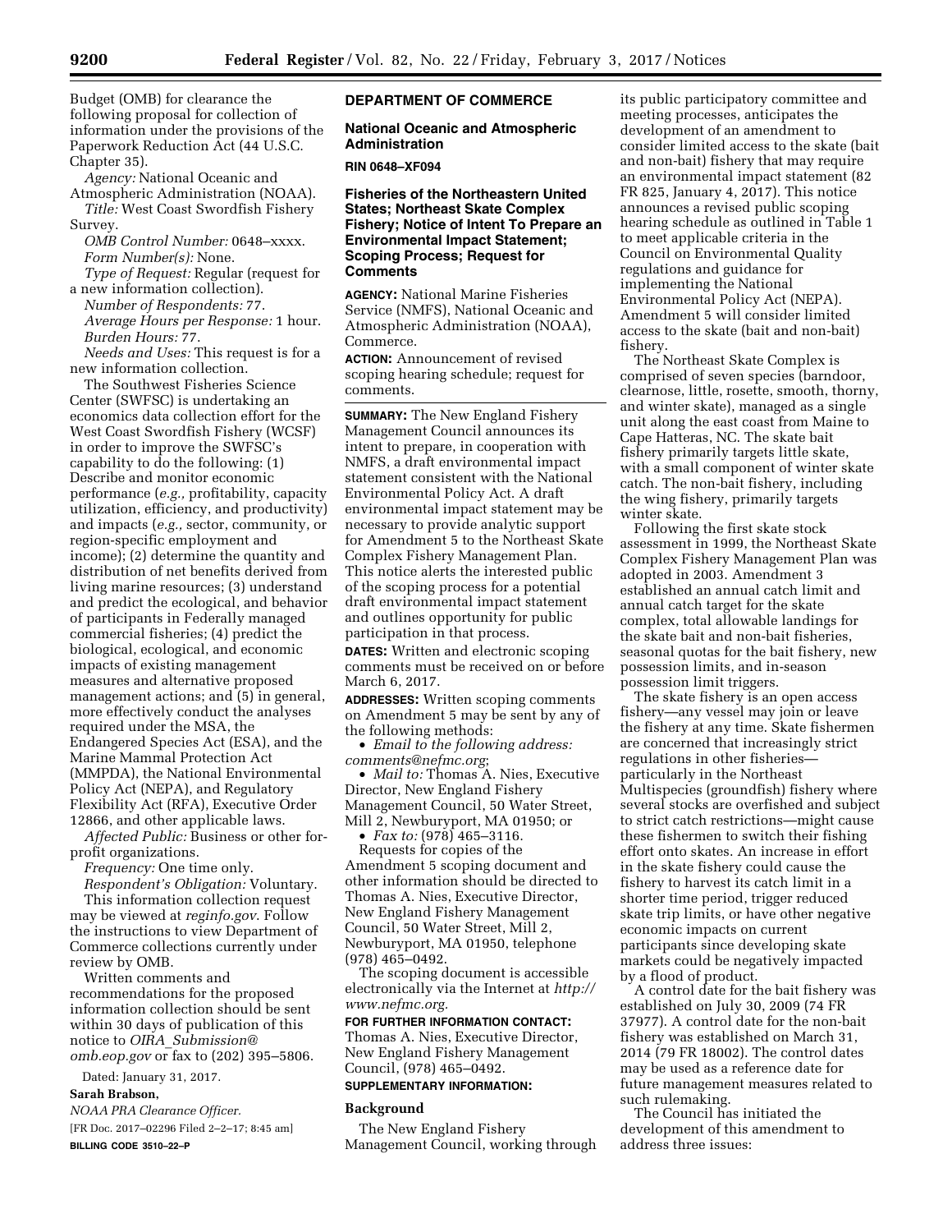Budget (OMB) for clearance the following proposal for collection of information under the provisions of the Paperwork Reduction Act (44 U.S.C. Chapter 35).

*Agency:* National Oceanic and Atmospheric Administration (NOAA).

*Title:* West Coast Swordfish Fishery Survey.

*OMB Control Number:* 0648–xxxx.

*Form Number(s):* None.

*Type of Request:* Regular (request for a new information collection).

*Number of Respondents:* 77.

*Average Hours per Response:* 1 hour.

*Burden Hours:* 77.

*Needs and Uses:* This request is for a new information collection.

The Southwest Fisheries Science Center (SWFSC) is undertaking an economics data collection effort for the West Coast Swordfish Fishery (WCSF) in order to improve the SWFSC's capability to do the following: (1) Describe and monitor economic performance (*e.g.,* profitability, capacity utilization, efficiency, and productivity) and impacts (*e.g.,* sector, community, or region-specific employment and income); (2) determine the quantity and distribution of net benefits derived from living marine resources; (3) understand and predict the ecological, and behavior of participants in Federally managed commercial fisheries; (4) predict the biological, ecological, and economic impacts of existing management measures and alternative proposed management actions; and (5) in general, more effectively conduct the analyses required under the MSA, the Endangered Species Act (ESA), and the Marine Mammal Protection Act (MMPDA), the National Environmental Policy Act (NEPA), and Regulatory Flexibility Act (RFA), Executive Order 12866, and other applicable laws.

*Affected Public:* Business or other for-profit organizations.

*Frequency:* One time only.

*Respondent's Obligation:* Voluntary.

This information collection request may be viewed at *reginfo.gov*. Follow the instructions to view Department of Commerce collections currently under review by OMB.

Written comments and recommendations for the proposed information collection should be sent within 30 days of publication of this notice to *OIRA_Submission@omb.eop.gov* or fax to (202) 395–5806.

Dated: January 31, 2017.

**Sarah Brabson,**

*NOAA PRA Clearance Officer.*

[FR Doc. 2017–02296 Filed 2–2–17; 8:45 am]

**BILLING CODE 3510–22–P**

## DEPARTMENT OF COMMERCE

### National Oceanic and Atmospheric Administration

**RIN 0648–XF094**

### Fisheries of the Northeastern United States; Northeast Skate Complex Fishery; Notice of Intent To Prepare an Environmental Impact Statement; Scoping Process; Request for Comments

**AGENCY:** National Marine Fisheries Service (NMFS), National Oceanic and Atmospheric Administration (NOAA), Commerce.

**ACTION:** Announcement of revised scoping hearing schedule; request for comments.

**SUMMARY:** The New England Fishery Management Council announces its intent to prepare, in cooperation with NMFS, a draft environmental impact statement consistent with the National Environmental Policy Act. A draft environmental impact statement may be necessary to provide analytic support for Amendment 5 to the Northeast Skate Complex Fishery Management Plan. This notice alerts the interested public of the scoping process for a potential draft environmental impact statement and outlines opportunity for public participation in that process.

**DATES:** Written and electronic scoping comments must be received on or before March 6, 2017.

**ADDRESSES:** Written scoping comments on Amendment 5 may be sent by any of the following methods:

- *Email to the following address: comments@nefmc.org*;
- *Mail to:* Thomas A. Nies, Executive Director, New England Fishery Management Council, 50 Water Street, Mill 2, Newburyport, MA 01950; or
- *Fax to:* (978) 465–3116.

Requests for copies of the Amendment 5 scoping document and other information should be directed to Thomas A. Nies, Executive Director, New England Fishery Management Council, 50 Water Street, Mill 2, Newburyport, MA 01950, telephone (978) 465–0492.

The scoping document is accessible electronically via the Internet at *http://www.nefmc.org.*

**FOR FURTHER INFORMATION CONTACT:** Thomas A. Nies, Executive Director, New England Fishery Management Council, (978) 465–0492.

**SUPPLEMENTARY INFORMATION:**

#### Background

The New England Fishery Management Council, working through its public participatory committee and meeting processes, anticipates the development of an amendment to consider limited access to the skate (bait and non-bait) fishery that may require an environmental impact statement (82 FR 825, January 4, 2017). This notice announces a revised public scoping hearing schedule as outlined in Table 1 to meet applicable criteria in the Council on Environmental Quality regulations and guidance for implementing the National Environmental Policy Act (NEPA). Amendment 5 will consider limited access to the skate (bait and non-bait) fishery.

The Northeast Skate Complex is comprised of seven species (barndoor, clearnose, little, rosette, smooth, thorny, and winter skate), managed as a single unit along the east coast from Maine to Cape Hatteras, NC. The skate bait fishery primarily targets little skate, with a small component of winter skate catch. The non-bait fishery, including the wing fishery, primarily targets winter skate.

Following the first skate stock assessment in 1999, the Northeast Skate Complex Fishery Management Plan was adopted in 2003. Amendment 3 established an annual catch limit and annual catch target for the skate complex, total allowable landings for the skate bait and non-bait fisheries, seasonal quotas for the bait fishery, new possession limits, and in-season possession limit triggers.

The skate fishery is an open access fishery—any vessel may join or leave the fishery at any time. Skate fishermen are concerned that increasingly strict regulations in other fisheries—particularly in the Northeast Multispecies (groundfish) fishery where several stocks are overfished and subject to strict catch restrictions—might cause these fishermen to switch their fishing effort onto skates. An increase in effort in the skate fishery could cause the fishery to harvest its catch limit in a shorter time period, trigger reduced skate trip limits, or have other negative economic impacts on current participants since developing skate markets could be negatively impacted by a flood of product.

A control date for the bait fishery was established on July 30, 2009 (74 FR 37977). A control date for the non-bait fishery was established on March 31, 2014 (79 FR 18002). The control dates may be used as a reference date for future management measures related to such rulemaking.

The Council has initiated the development of this amendment to address three issues: